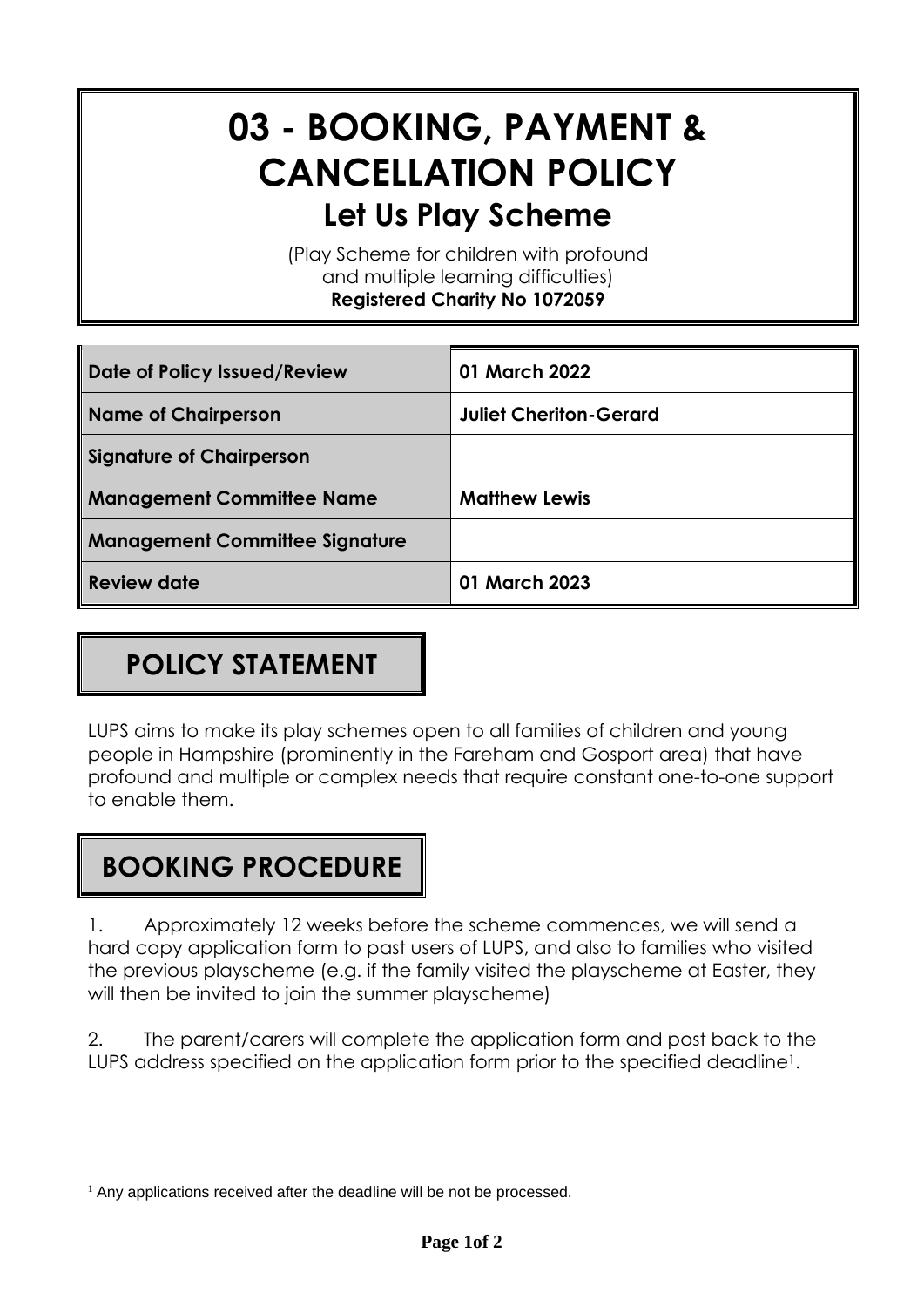# 03 - BOOKING, PAYMENT & CANCELLATION POLICY

## Let Us Play Scheme

(Play Scheme for children with profound and multiple learning difficulties)

**Registered Charity No 1072059**

| Date of Policy Issued/Review | 01 March 2022 |
|---|---|
| Name of Chairperson | Juliet Cheriton-Gerard |
| Signature of Chairperson | |
| Management Committee Name | Matthew Lewis |
| Management Committee Signature | |
| Review date | 01 March 2023 |

## POLICY STATEMENT

LUPS aims to make its play schemes open to all families of children and young people in Hampshire (prominently in the Fareham and Gosport area) that have profound and multiple or complex needs that require constant one-to-one support to enable them.

## BOOKING PROCEDURE

1. Approximately 12 weeks before the scheme commences, we will send a hard copy application form to past users of LUPS, and also to families who visited the previous playscheme (e.g. if the family visited the playscheme at Easter, they will then be invited to join the summer playscheme)

2. The parent/carers will complete the application form and post back to the LUPS address specified on the application form prior to the specified deadline[1].

[1] Any applications received after the deadline will be not be processed.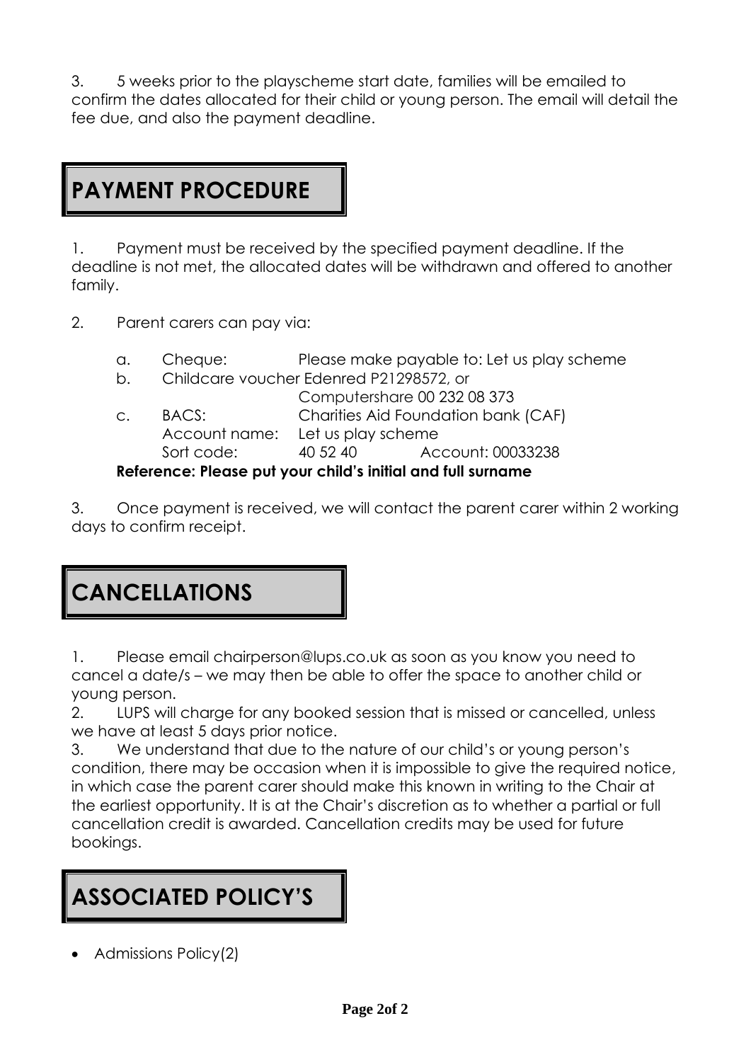3. 5 weeks prior to the playscheme start date, families will be emailed to confirm the dates allocated for their child or young person. The email will detail the fee due, and also the payment deadline.

## PAYMENT PROCEDURE

1. Payment must be received by the specified payment deadline. If the deadline is not met, the allocated dates will be withdrawn and offered to another family.

2. Parent carers can pay via:

   a. Cheque: Please make payable to: Let us play scheme
   b. Childcare voucher Edenred P21298572, or
      Computershare 00 232 08 373
   c. BACS: Charities Aid Foundation bank (CAF)
      Account name: Let us play scheme
      Sort code: 40 52 40 Account: 00033238

   **Reference: Please put your child's initial and full surname**

3. Once payment is received, we will contact the parent carer within 2 working days to confirm receipt.

## CANCELLATIONS

1. Please email chairperson@lups.co.uk as soon as you know you need to cancel a date/s – we may then be able to offer the space to another child or young person.
2. LUPS will charge for any booked session that is missed or cancelled, unless we have at least 5 days prior notice.
3. We understand that due to the nature of our child's or young person's condition, there may be occasion when it is impossible to give the required notice, in which case the parent carer should make this known in writing to the Chair at the earliest opportunity. It is at the Chair's discretion as to whether a partial or full cancellation credit is awarded. Cancellation credits may be used for future bookings.

## ASSOCIATED POLICY'S

- Admissions Policy(2)